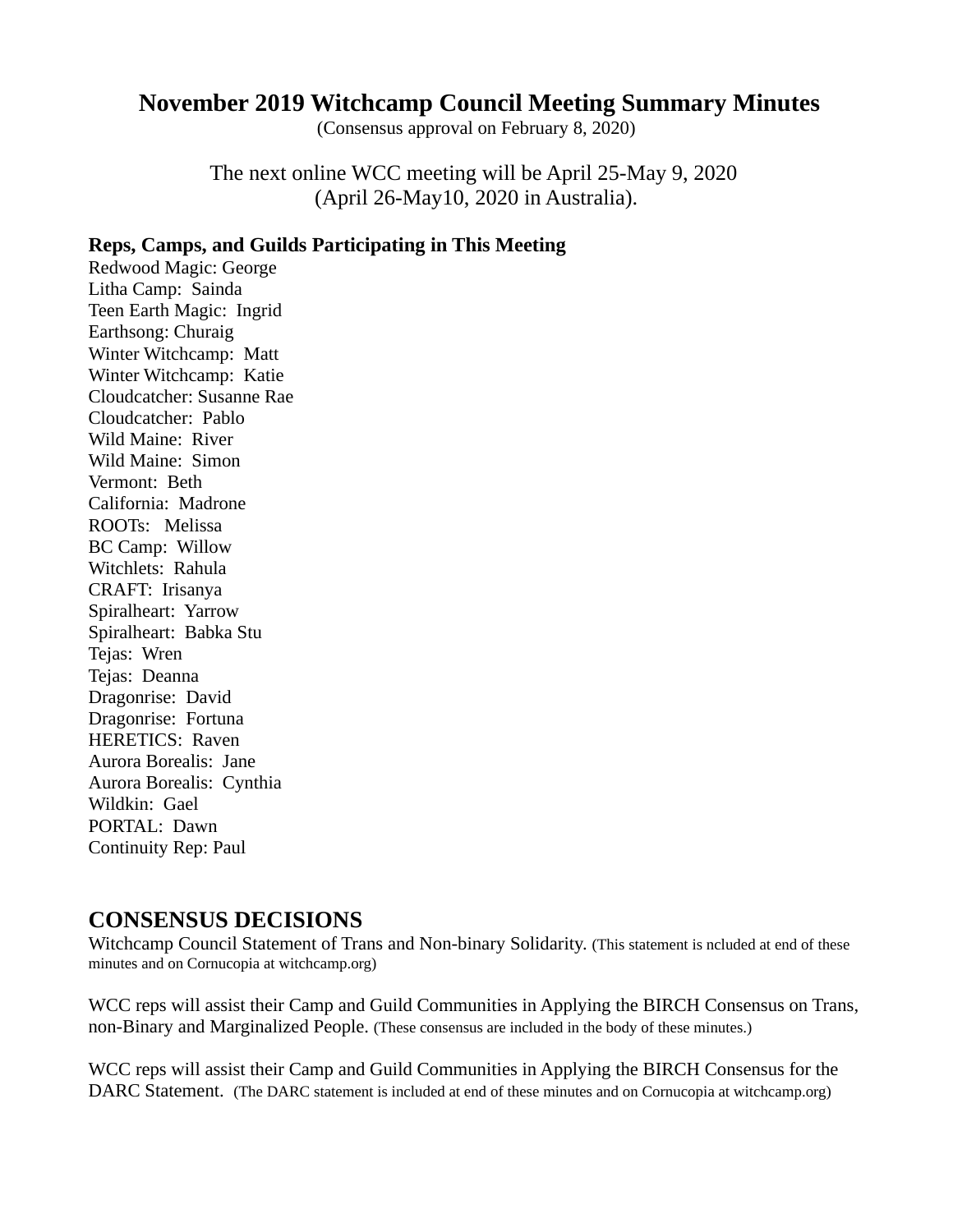# November 2019 Witchcamp Council Meeting Summary Minutes

(Consensus approval on February 8, 2020)

The next online WCC meeting will be April 25-May 9, 2020
(April 26-May10, 2020 in Australia).

**Reps, Camps, and Guilds Participating in This Meeting**

Redwood Magic: George
Litha Camp: Sainda
Teen Earth Magic: Ingrid
Earthsong: Churaig
Winter Witchcamp: Matt
Winter Witchcamp: Katie
Cloudcatcher: Susanne Rae
Cloudcatcher: Pablo
Wild Maine: River
Wild Maine: Simon
Vermont: Beth
California: Madrone
ROOTs: Melissa
BC Camp: Willow
Witchlets: Rahula
CRAFT: Irisanya
Spiralheart: Yarrow
Spiralheart: Babka Stu
Tejas: Wren
Tejas: Deanna
Dragonrise: David
Dragonrise: Fortuna
HERETICS: Raven
Aurora Borealis: Jane
Aurora Borealis: Cynthia
Wildkin: Gael
PORTAL: Dawn
Continuity Rep: Paul

## CONSENSUS DECISIONS

Witchcamp Council Statement of Trans and Non-binary Solidarity. (This statement is ncluded at end of these minutes and on Cornucopia at witchcamp.org)

WCC reps will assist their Camp and Guild Communities in Applying the BIRCH Consensus on Trans, non-Binary and Marginalized People. (These consensus are included in the body of these minutes.)

WCC reps will assist their Camp and Guild Communities in Applying the BIRCH Consensus for the DARC Statement. (The DARC statement is included at end of these minutes and on Cornucopia at witchcamp.org)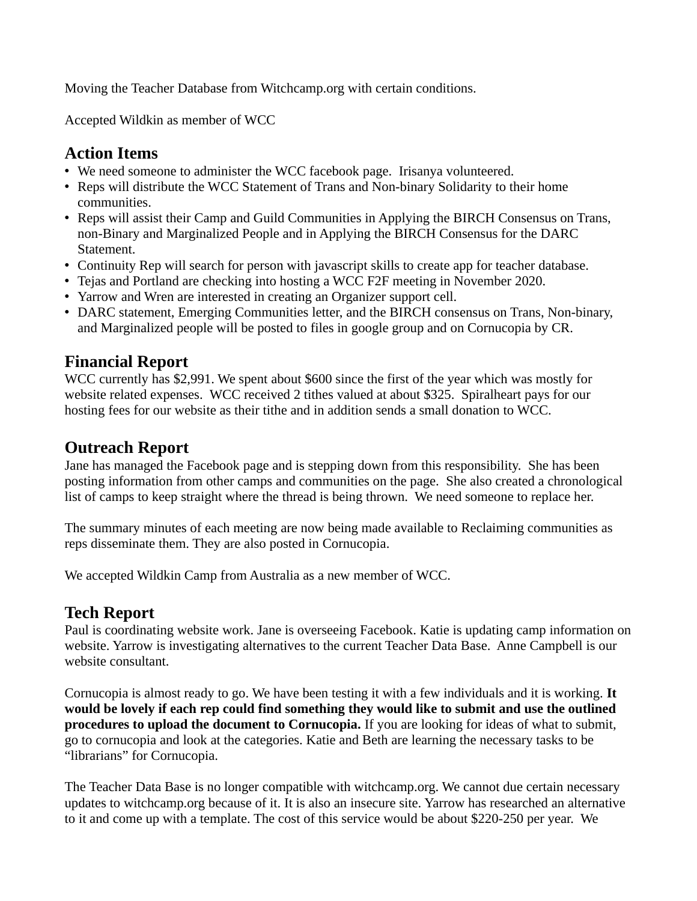Moving the Teacher Database from Witchcamp.org with certain conditions.

Accepted Wildkin as member of WCC

## Action Items

- We need someone to administer the WCC facebook page. Irisanya volunteered.
- Reps will distribute the WCC Statement of Trans and Non-binary Solidarity to their home communities.
- Reps will assist their Camp and Guild Communities in Applying the BIRCH Consensus on Trans, non-Binary and Marginalized People and in Applying the BIRCH Consensus for the DARC Statement.
- Continuity Rep will search for person with javascript skills to create app for teacher database.
- Tejas and Portland are checking into hosting a WCC F2F meeting in November 2020.
- Yarrow and Wren are interested in creating an Organizer support cell.
- DARC statement, Emerging Communities letter, and the BIRCH consensus on Trans, Non-binary, and Marginalized people will be posted to files in google group and on Cornucopia by CR.

## Financial Report

WCC currently has $2,991. We spent about $600 since the first of the year which was mostly for website related expenses. WCC received 2 tithes valued at about $325. Spiralheart pays for our hosting fees for our website as their tithe and in addition sends a small donation to WCC.

## Outreach Report

Jane has managed the Facebook page and is stepping down from this responsibility. She has been posting information from other camps and communities on the page. She also created a chronological list of camps to keep straight where the thread is being thrown. We need someone to replace her.

The summary minutes of each meeting are now being made available to Reclaiming communities as reps disseminate them. They are also posted in Cornucopia.

We accepted Wildkin Camp from Australia as a new member of WCC.

## Tech Report

Paul is coordinating website work. Jane is overseeing Facebook. Katie is updating camp information on website. Yarrow is investigating alternatives to the current Teacher Data Base. Anne Campbell is our website consultant.

Cornucopia is almost ready to go. We have been testing it with a few individuals and it is working. **It would be lovely if each rep could find something they would like to submit and use the outlined procedures to upload the document to Cornucopia.** If you are looking for ideas of what to submit, go to cornucopia and look at the categories. Katie and Beth are learning the necessary tasks to be "librarians" for Cornucopia.

The Teacher Data Base is no longer compatible with witchcamp.org. We cannot due certain necessary updates to witchcamp.org because of it. It is also an insecure site. Yarrow has researched an alternative to it and come up with a template. The cost of this service would be about $220-250 per year. We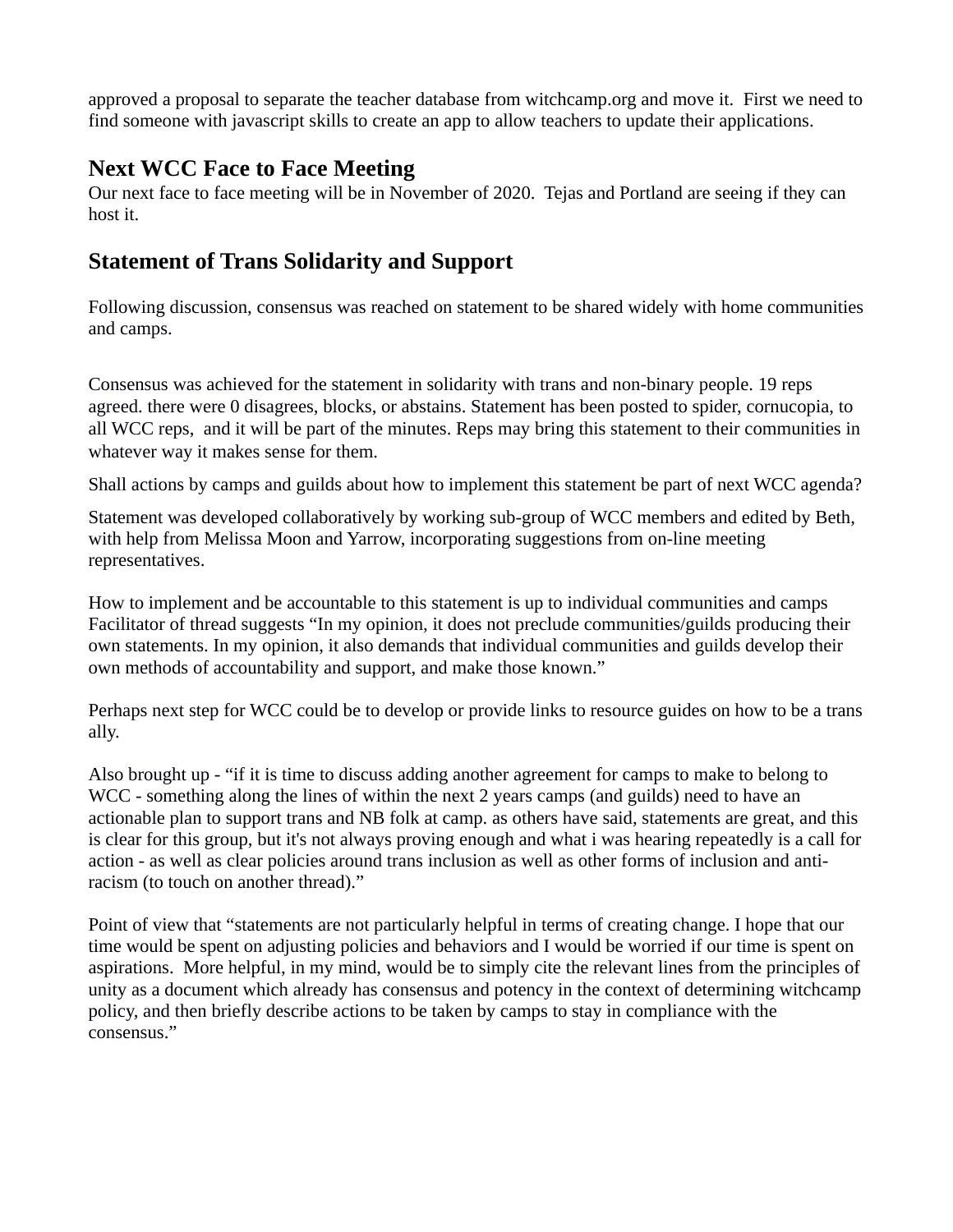approved a proposal to separate the teacher database from witchcamp.org and move it. First we need to find someone with javascript skills to create an app to allow teachers to update their applications.

## Next WCC Face to Face Meeting

Our next face to face meeting will be in November of 2020. Tejas and Portland are seeing if they can host it.

## Statement of Trans Solidarity and Support

Following discussion, consensus was reached on statement to be shared widely with home communities and camps.

Consensus was achieved for the statement in solidarity with trans and non-binary people. 19 reps agreed. there were 0 disagrees, blocks, or abstains. Statement has been posted to spider, cornucopia, to all WCC reps, and it will be part of the minutes. Reps may bring this statement to their communities in whatever way it makes sense for them.

Shall actions by camps and guilds about how to implement this statement be part of next WCC agenda?

Statement was developed collaboratively by working sub-group of WCC members and edited by Beth, with help from Melissa Moon and Yarrow, incorporating suggestions from on-line meeting representatives.

How to implement and be accountable to this statement is up to individual communities and camps Facilitator of thread suggests "In my opinion, it does not preclude communities/guilds producing their own statements. In my opinion, it also demands that individual communities and guilds develop their own methods of accountability and support, and make those known."

Perhaps next step for WCC could be to develop or provide links to resource guides on how to be a trans ally.

Also brought up - "if it is time to discuss adding another agreement for camps to make to belong to WCC - something along the lines of within the next 2 years camps (and guilds) need to have an actionable plan to support trans and NB folk at camp. as others have said, statements are great, and this is clear for this group, but it's not always proving enough and what i was hearing repeatedly is a call for action - as well as clear policies around trans inclusion as well as other forms of inclusion and anti-racism (to touch on another thread)."

Point of view that "statements are not particularly helpful in terms of creating change. I hope that our time would be spent on adjusting policies and behaviors and I would be worried if our time is spent on aspirations. More helpful, in my mind, would be to simply cite the relevant lines from the principles of unity as a document which already has consensus and potency in the context of determining witchcamp policy, and then briefly describe actions to be taken by camps to stay in compliance with the consensus."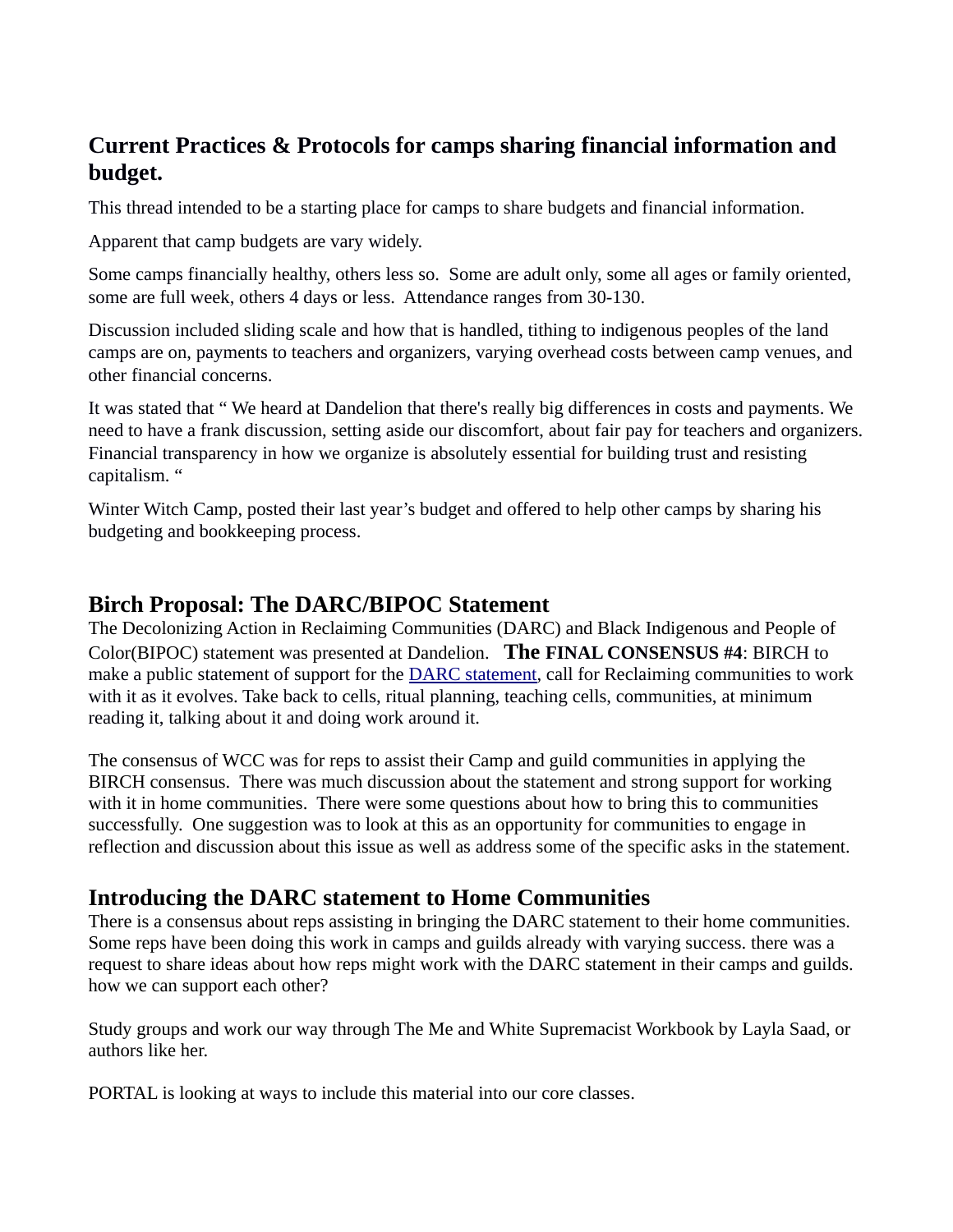## Current Practices & Protocols for camps sharing financial information and budget.

This thread intended to be a starting place for camps to share budgets and financial information.

Apparent that camp budgets are vary widely.

Some camps financially healthy, others less so. Some are adult only, some all ages or family oriented, some are full week, others 4 days or less. Attendance ranges from 30-130.

Discussion included sliding scale and how that is handled, tithing to indigenous peoples of the land camps are on, payments to teachers and organizers, varying overhead costs between camp venues, and other financial concerns.

It was stated that " We heard at Dandelion that there's really big differences in costs and payments. We need to have a frank discussion, setting aside our discomfort, about fair pay for teachers and organizers. Financial transparency in how we organize is absolutely essential for building trust and resisting capitalism. "

Winter Witch Camp, posted their last year's budget and offered to help other camps by sharing his budgeting and bookkeeping process.

## Birch Proposal: The DARC/BIPOC Statement

The Decolonizing Action in Reclaiming Communities (DARC) and Black Indigenous and People of Color(BIPOC) statement was presented at Dandelion. **The FINAL CONSENSUS #4**: BIRCH to make a public statement of support for the DARC statement, call for Reclaiming communities to work with it as it evolves. Take back to cells, ritual planning, teaching cells, communities, at minimum reading it, talking about it and doing work around it.

The consensus of WCC was for reps to assist their Camp and guild communities in applying the BIRCH consensus. There was much discussion about the statement and strong support for working with it in home communities. There were some questions about how to bring this to communities successfully. One suggestion was to look at this as an opportunity for communities to engage in reflection and discussion about this issue as well as address some of the specific asks in the statement.

## Introducing the DARC statement to Home Communities

There is a consensus about reps assisting in bringing the DARC statement to their home communities. Some reps have been doing this work in camps and guilds already with varying success. there was a request to share ideas about how reps might work with the DARC statement in their camps and guilds. how we can support each other?

Study groups and work our way through The Me and White Supremacist Workbook by Layla Saad, or authors like her.

PORTAL is looking at ways to include this material into our core classes.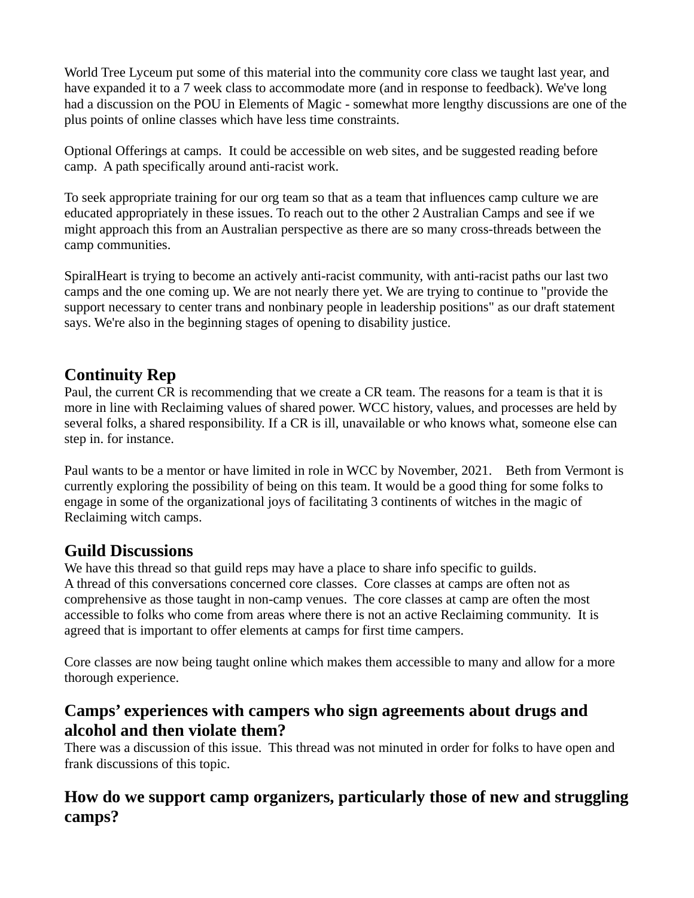World Tree Lyceum put some of this material into the community core class we taught last year, and have expanded it to a 7 week class to accommodate more (and in response to feedback). We've long had a discussion on the POU in Elements of Magic - somewhat more lengthy discussions are one of the plus points of online classes which have less time constraints.

Optional Offerings at camps. It could be accessible on web sites, and be suggested reading before camp. A path specifically around anti-racist work.

To seek appropriate training for our org team so that as a team that influences camp culture we are educated appropriately in these issues. To reach out to the other 2 Australian Camps and see if we might approach this from an Australian perspective as there are so many cross-threads between the camp communities.

SpiralHeart is trying to become an actively anti-racist community, with anti-racist paths our last two camps and the one coming up. We are not nearly there yet. We are trying to continue to "provide the support necessary to center trans and nonbinary people in leadership positions" as our draft statement says. We're also in the beginning stages of opening to disability justice.

## Continuity Rep

Paul, the current CR is recommending that we create a CR team. The reasons for a team is that it is more in line with Reclaiming values of shared power. WCC history, values, and processes are held by several folks, a shared responsibility. If a CR is ill, unavailable or who knows what, someone else can step in. for instance.

Paul wants to be a mentor or have limited in role in WCC by November, 2021. Beth from Vermont is currently exploring the possibility of being on this team. It would be a good thing for some folks to engage in some of the organizational joys of facilitating 3 continents of witches in the magic of Reclaiming witch camps.

## Guild Discussions

We have this thread so that guild reps may have a place to share info specific to guilds.
A thread of this conversations concerned core classes. Core classes at camps are often not as comprehensive as those taught in non-camp venues. The core classes at camp are often the most accessible to folks who come from areas where there is not an active Reclaiming community. It is agreed that is important to offer elements at camps for first time campers.

Core classes are now being taught online which makes them accessible to many and allow for a more thorough experience.

## Camps' experiences with campers who sign agreements about drugs and alcohol and then violate them?

There was a discussion of this issue. This thread was not minuted in order for folks to have open and frank discussions of this topic.

## How do we support camp organizers, particularly those of new and struggling camps?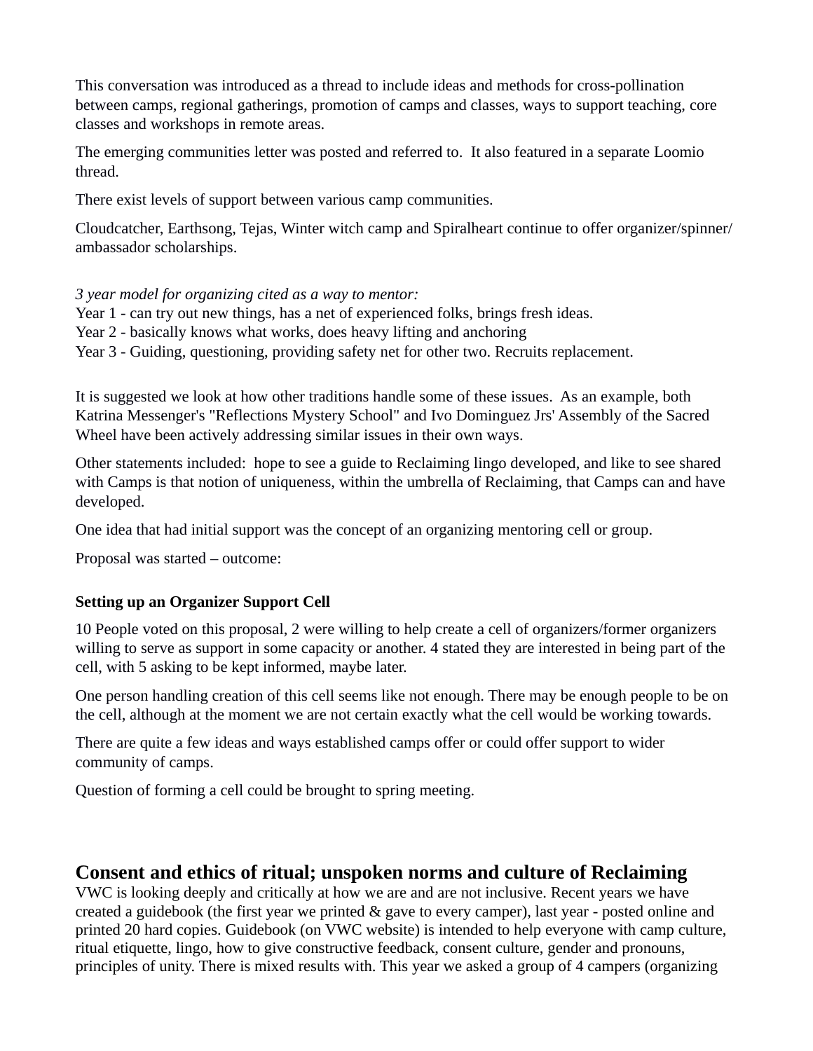This conversation was introduced as a thread to include ideas and methods for cross-pollination between camps, regional gatherings, promotion of camps and classes, ways to support teaching, core classes and workshops in remote areas.

The emerging communities letter was posted and referred to. It also featured in a separate Loomio thread.

There exist levels of support between various camp communities.

Cloudcatcher, Earthsong, Tejas, Winter witch camp and Spiralheart continue to offer organizer/spinner/ambassador scholarships.

*3 year model for organizing cited as a way to mentor:*
Year 1 - can try out new things, has a net of experienced folks, brings fresh ideas.
Year 2 - basically knows what works, does heavy lifting and anchoring
Year 3 - Guiding, questioning, providing safety net for other two. Recruits replacement.

It is suggested we look at how other traditions handle some of these issues. As an example, both Katrina Messenger's "Reflections Mystery School" and Ivo Dominguez Jrs' Assembly of the Sacred Wheel have been actively addressing similar issues in their own ways.

Other statements included: hope to see a guide to Reclaiming lingo developed, and like to see shared with Camps is that notion of uniqueness, within the umbrella of Reclaiming, that Camps can and have developed.

One idea that had initial support was the concept of an organizing mentoring cell or group.

Proposal was started – outcome:

**Setting up an Organizer Support Cell**

10 People voted on this proposal, 2 were willing to help create a cell of organizers/former organizers willing to serve as support in some capacity or another. 4 stated they are interested in being part of the cell, with 5 asking to be kept informed, maybe later.

One person handling creation of this cell seems like not enough. There may be enough people to be on the cell, although at the moment we are not certain exactly what the cell would be working towards.

There are quite a few ideas and ways established camps offer or could offer support to wider community of camps.

Question of forming a cell could be brought to spring meeting.

## Consent and ethics of ritual; unspoken norms and culture of Reclaiming

VWC is looking deeply and critically at how we are and are not inclusive. Recent years we have created a guidebook (the first year we printed & gave to every camper), last year - posted online and printed 20 hard copies. Guidebook (on VWC website) is intended to help everyone with camp culture, ritual etiquette, lingo, how to give constructive feedback, consent culture, gender and pronouns, principles of unity. There is mixed results with. This year we asked a group of 4 campers (organizing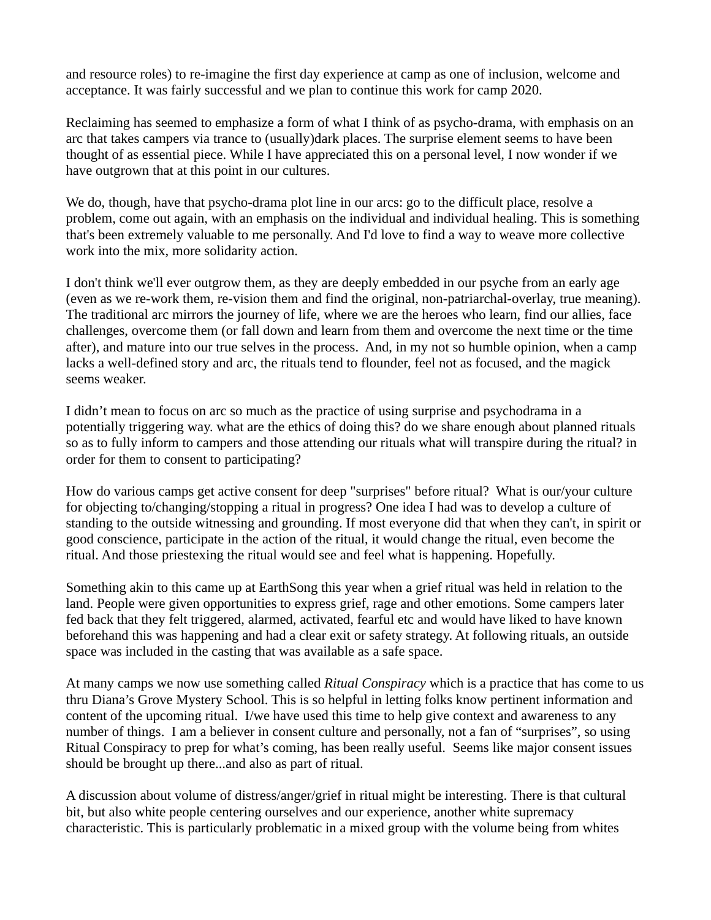and resource roles) to re-imagine the first day experience at camp as one of inclusion, welcome and acceptance. It was fairly successful and we plan to continue this work for camp 2020.

Reclaiming has seemed to emphasize a form of what I think of as psycho-drama, with emphasis on an arc that takes campers via trance to (usually)dark places. The surprise element seems to have been thought of as essential piece. While I have appreciated this on a personal level, I now wonder if we have outgrown that at this point in our cultures.

We do, though, have that psycho-drama plot line in our arcs: go to the difficult place, resolve a problem, come out again, with an emphasis on the individual and individual healing. This is something that's been extremely valuable to me personally. And I'd love to find a way to weave more collective work into the mix, more solidarity action.

I don't think we'll ever outgrow them, as they are deeply embedded in our psyche from an early age (even as we re-work them, re-vision them and find the original, non-patriarchal-overlay, true meaning). The traditional arc mirrors the journey of life, where we are the heroes who learn, find our allies, face challenges, overcome them (or fall down and learn from them and overcome the next time or the time after), and mature into our true selves in the process. And, in my not so humble opinion, when a camp lacks a well-defined story and arc, the rituals tend to flounder, feel not as focused, and the magick seems weaker.

I didn't mean to focus on arc so much as the practice of using surprise and psychodrama in a potentially triggering way. what are the ethics of doing this? do we share enough about planned rituals so as to fully inform to campers and those attending our rituals what will transpire during the ritual? in order for them to consent to participating?

How do various camps get active consent for deep "surprises" before ritual? What is our/your culture for objecting to/changing/stopping a ritual in progress? One idea I had was to develop a culture of standing to the outside witnessing and grounding. If most everyone did that when they can't, in spirit or good conscience, participate in the action of the ritual, it would change the ritual, even become the ritual. And those priestexing the ritual would see and feel what is happening. Hopefully.

Something akin to this came up at EarthSong this year when a grief ritual was held in relation to the land. People were given opportunities to express grief, rage and other emotions. Some campers later fed back that they felt triggered, alarmed, activated, fearful etc and would have liked to have known beforehand this was happening and had a clear exit or safety strategy. At following rituals, an outside space was included in the casting that was available as a safe space.

At many camps we now use something called *Ritual Conspiracy* which is a practice that has come to us thru Diana's Grove Mystery School. This is so helpful in letting folks know pertinent information and content of the upcoming ritual. I/we have used this time to help give context and awareness to any number of things. I am a believer in consent culture and personally, not a fan of "surprises", so using Ritual Conspiracy to prep for what's coming, has been really useful. Seems like major consent issues should be brought up there...and also as part of ritual.

A discussion about volume of distress/anger/grief in ritual might be interesting. There is that cultural bit, but also white people centering ourselves and our experience, another white supremacy characteristic. This is particularly problematic in a mixed group with the volume being from whites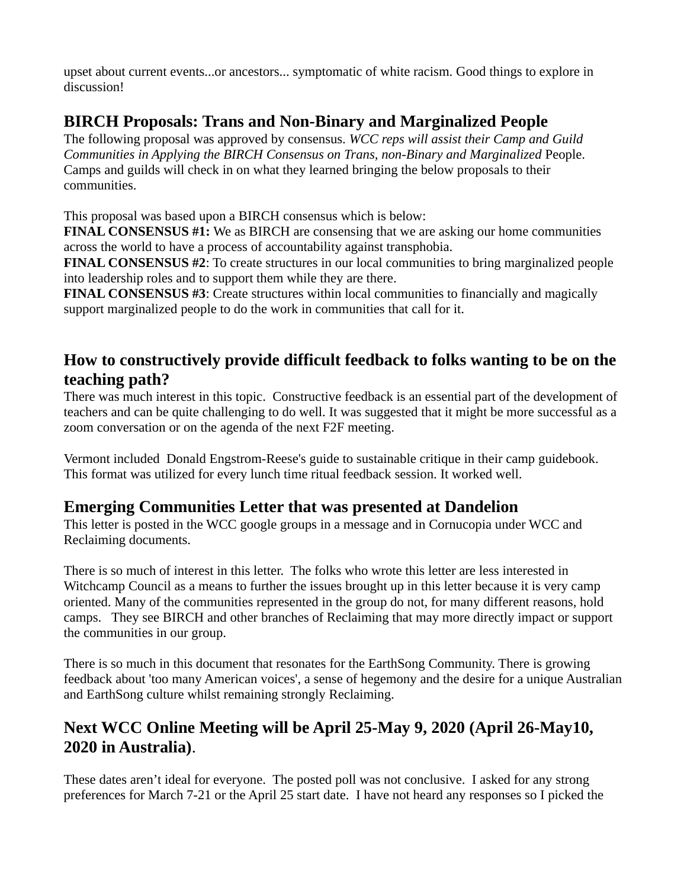upset about current events...or ancestors... symptomatic of white racism. Good things to explore in discussion!

## BIRCH Proposals: Trans and Non-Binary and Marginalized People

The following proposal was approved by consensus. *WCC reps will assist their Camp and Guild Communities in Applying the BIRCH Consensus on Trans, non-Binary and Marginalized* People. Camps and guilds will check in on what they learned bringing the below proposals to their communities.

This proposal was based upon a BIRCH consensus which is below:
**FINAL CONSENSUS #1:** We as BIRCH are consensing that we are asking our home communities across the world to have a process of accountability against transphobia.
**FINAL CONSENSUS #2**: To create structures in our local communities to bring marginalized people into leadership roles and to support them while they are there.
**FINAL CONSENSUS #3**: Create structures within local communities to financially and magically support marginalized people to do the work in communities that call for it.

## How to constructively provide difficult feedback to folks wanting to be on the teaching path?

There was much interest in this topic. Constructive feedback is an essential part of the development of teachers and can be quite challenging to do well. It was suggested that it might be more successful as a zoom conversation or on the agenda of the next F2F meeting.

Vermont included Donald Engstrom-Reese's guide to sustainable critique in their camp guidebook. This format was utilized for every lunch time ritual feedback session. It worked well.

## Emerging Communities Letter that was presented at Dandelion

This letter is posted in the WCC google groups in a message and in Cornucopia under WCC and Reclaiming documents.

There is so much of interest in this letter. The folks who wrote this letter are less interested in Witchcamp Council as a means to further the issues brought up in this letter because it is very camp oriented. Many of the communities represented in the group do not, for many different reasons, hold camps. They see BIRCH and other branches of Reclaiming that may more directly impact or support the communities in our group.

There is so much in this document that resonates for the EarthSong Community. There is growing feedback about 'too many American voices', a sense of hegemony and the desire for a unique Australian and EarthSong culture whilst remaining strongly Reclaiming.

## Next WCC Online Meeting will be April 25-May 9, 2020 (April 26-May10, 2020 in Australia).

These dates aren't ideal for everyone. The posted poll was not conclusive. I asked for any strong preferences for March 7-21 or the April 25 start date. I have not heard any responses so I picked the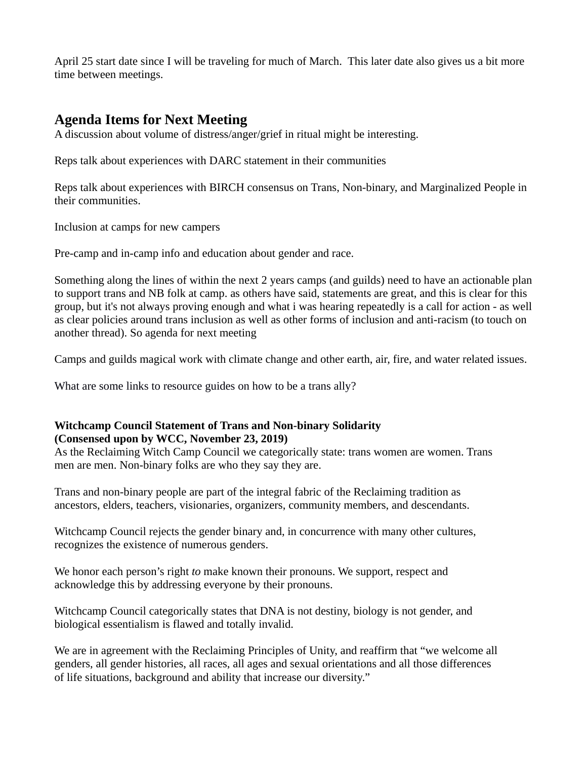April 25 start date since I will be traveling for much of March. This later date also gives us a bit more time between meetings.

## Agenda Items for Next Meeting

A discussion about volume of distress/anger/grief in ritual might be interesting.

Reps talk about experiences with DARC statement in their communities

Reps talk about experiences with BIRCH consensus on Trans, Non-binary, and Marginalized People in their communities.

Inclusion at camps for new campers

Pre-camp and in-camp info and education about gender and race.

Something along the lines of within the next 2 years camps (and guilds) need to have an actionable plan to support trans and NB folk at camp. as others have said, statements are great, and this is clear for this group, but it's not always proving enough and what i was hearing repeatedly is a call for action - as well as clear policies around trans inclusion as well as other forms of inclusion and anti-racism (to touch on another thread). So agenda for next meeting

Camps and guilds magical work with climate change and other earth, air, fire, and water related issues.

What are some links to resource guides on how to be a trans ally?

**Witchcamp Council Statement of Trans and Non-binary Solidarity**
**(Consensed upon by WCC, November 23, 2019)**
As the Reclaiming Witch Camp Council we categorically state: trans women are women. Trans men are men. Non-binary folks are who they say they are.

Trans and non-binary people are part of the integral fabric of the Reclaiming tradition as ancestors, elders, teachers, visionaries, organizers, community members, and descendants.

Witchcamp Council rejects the gender binary and, in concurrence with many other cultures, recognizes the existence of numerous genders.

We honor each person's right *to* make known their pronouns. We support, respect and acknowledge this by addressing everyone by their pronouns.

Witchcamp Council categorically states that DNA is not destiny, biology is not gender, and biological essentialism is flawed and totally invalid.

We are in agreement with the Reclaiming Principles of Unity, and reaffirm that "we welcome all genders, all gender histories, all races, all ages and sexual orientations and all those differences of life situations, background and ability that increase our diversity."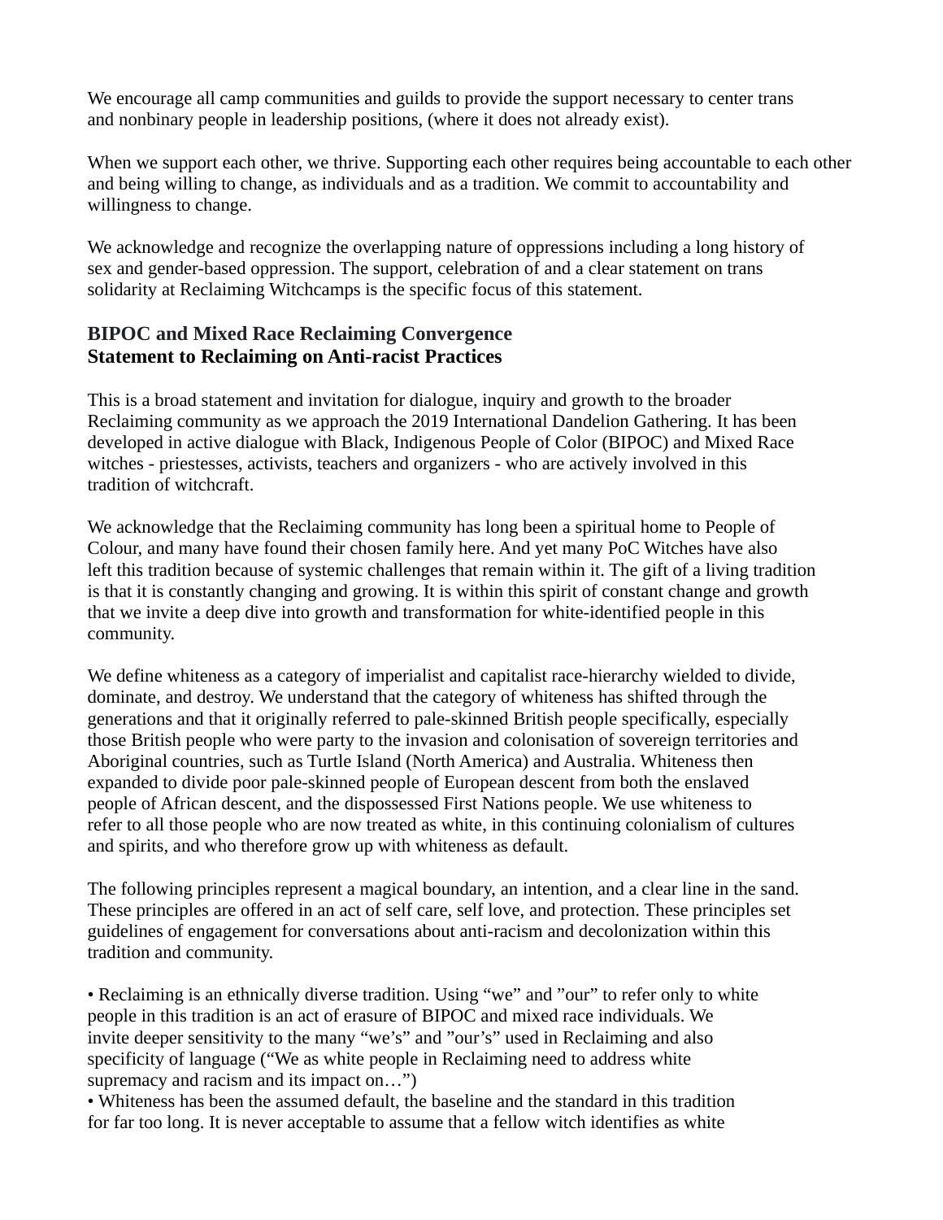We encourage all camp communities and guilds to provide the support necessary to center trans and nonbinary people in leadership positions, (where it does not already exist).

When we support each other, we thrive. Supporting each other requires being accountable to each other and being willing to change, as individuals and as a tradition. We commit to accountability and willingness to change.

We acknowledge and recognize the overlapping nature of oppressions including a long history of sex and gender-based oppression. The support, celebration of and a clear statement on trans solidarity at Reclaiming Witchcamps is the specific focus of this statement.

### BIPOC and Mixed Race Reclaiming Convergence
### Statement to Reclaiming on Anti-racist Practices

This is a broad statement and invitation for dialogue, inquiry and growth to the broader Reclaiming community as we approach the 2019 International Dandelion Gathering. It has been developed in active dialogue with Black, Indigenous People of Color (BIPOC) and Mixed Race witches - priestesses, activists, teachers and organizers - who are actively involved in this tradition of witchcraft.

We acknowledge that the Reclaiming community has long been a spiritual home to People of Colour, and many have found their chosen family here. And yet many PoC Witches have also left this tradition because of systemic challenges that remain within it. The gift of a living tradition is that it is constantly changing and growing. It is within this spirit of constant change and growth that we invite a deep dive into growth and transformation for white-identified people in this community.

We define whiteness as a category of imperialist and capitalist race-hierarchy wielded to divide, dominate, and destroy. We understand that the category of whiteness has shifted through the generations and that it originally referred to pale-skinned British people specifically, especially those British people who were party to the invasion and colonisation of sovereign territories and Aboriginal countries, such as Turtle Island (North America) and Australia. Whiteness then expanded to divide poor pale-skinned people of European descent from both the enslaved people of African descent, and the dispossessed First Nations people. We use whiteness to refer to all those people who are now treated as white, in this continuing colonialism of cultures and spirits, and who therefore grow up with whiteness as default.

The following principles represent a magical boundary, an intention, and a clear line in the sand. These principles are offered in an act of self care, self love, and protection. These principles set guidelines of engagement for conversations about anti-racism and decolonization within this tradition and community.

- Reclaiming is an ethnically diverse tradition. Using “we” and ”our” to refer only to white people in this tradition is an act of erasure of BIPOC and mixed race individuals. We invite deeper sensitivity to the many “we’s” and ”our’s” used in Reclaiming and also specificity of language (“We as white people in Reclaiming need to address white supremacy and racism and its impact on…”)
- Whiteness has been the assumed default, the baseline and the standard in this tradition for far too long. It is never acceptable to assume that a fellow witch identifies as white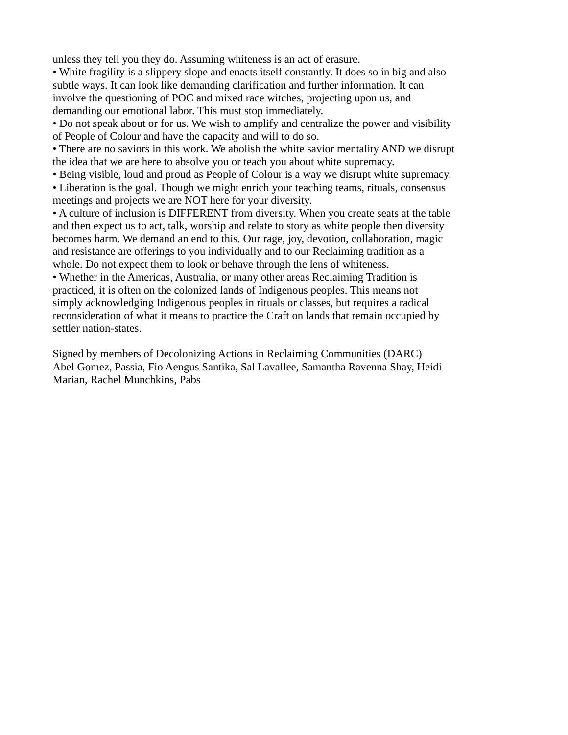unless they tell you they do. Assuming whiteness is an act of erasure.

- White fragility is a slippery slope and enacts itself constantly. It does so in big and also subtle ways. It can look like demanding clarification and further information. It can involve the questioning of POC and mixed race witches, projecting upon us, and demanding our emotional labor. This must stop immediately.
- Do not speak about or for us. We wish to amplify and centralize the power and visibility of People of Colour and have the capacity and will to do so.
- There are no saviors in this work. We abolish the white savior mentality AND we disrupt the idea that we are here to absolve you or teach you about white supremacy.
- Being visible, loud and proud as People of Colour is a way we disrupt white supremacy.
- Liberation is the goal. Though we might enrich your teaching teams, rituals, consensus meetings and projects we are NOT here for your diversity.
- A culture of inclusion is DIFFERENT from diversity. When you create seats at the table and then expect us to act, talk, worship and relate to story as white people then diversity becomes harm. We demand an end to this. Our rage, joy, devotion, collaboration, magic and resistance are offerings to you individually and to our Reclaiming tradition as a whole. Do not expect them to look or behave through the lens of whiteness.
- Whether in the Americas, Australia, or many other areas Reclaiming Tradition is practiced, it is often on the colonized lands of Indigenous peoples. This means not simply acknowledging Indigenous peoples in rituals or classes, but requires a radical reconsideration of what it means to practice the Craft on lands that remain occupied by settler nation-states.

Signed by members of Decolonizing Actions in Reclaiming Communities (DARC)
Abel Gomez, Passia, Fio Aengus Santika, Sal Lavallee, Samantha Ravenna Shay, Heidi Marian, Rachel Munchkins, Pabs